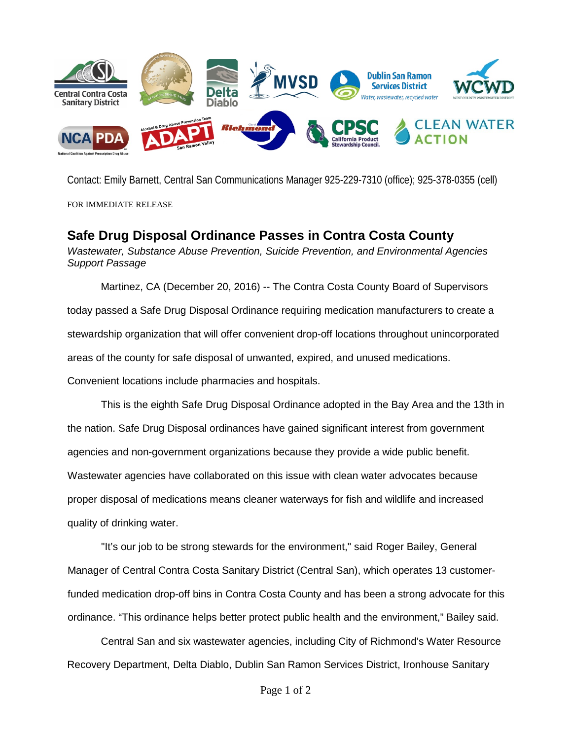Contact: Emily Barnett, Central San Communications Manager 925-229-7310 (office); 925-378-0355 (cell)

FOR IMMEDIATE RELEASE

# Safe Drug Disposal Ordinance Passes in Contra Costa County

*Wastewater, Substance Abuse Prevention, Suicide Prevention, and Environmental Agencies Support Passage*

Martinez, CA (December 20, 2016) -- The Contra Costa County Board of Supervisors today passed a Safe Drug Disposal Ordinance requiring medication manufacturers to create a stewardship organization that will offer convenient drop-off locations throughout unincorporated areas of the county for safe disposal of unwanted, expired, and unused medications. Convenient locations include pharmacies and hospitals.

This is the eighth Safe Drug Disposal Ordinance adopted in the Bay Area and the 13th in the nation. Safe Drug Disposal ordinances have gained significant interest from government agencies and non-government organizations because they provide a wide public benefit. Wastewater agencies have collaborated on this issue with clean water advocates because proper disposal of medications means cleaner waterways for fish and wildlife and increased quality of drinking water.

"It's our job to be strong stewards for the environment," said Roger Bailey, General Manager of Central Contra Costa Sanitary District (Central San), which operates 13 customer-funded medication drop-off bins in Contra Costa County and has been a strong advocate for this ordinance. "This ordinance helps better protect public health and the environment," Bailey said.

Central San and six wastewater agencies, including City of Richmond's Water Resource Recovery Department, Delta Diablo, Dublin San Ramon Services District, Ironhouse Sanitary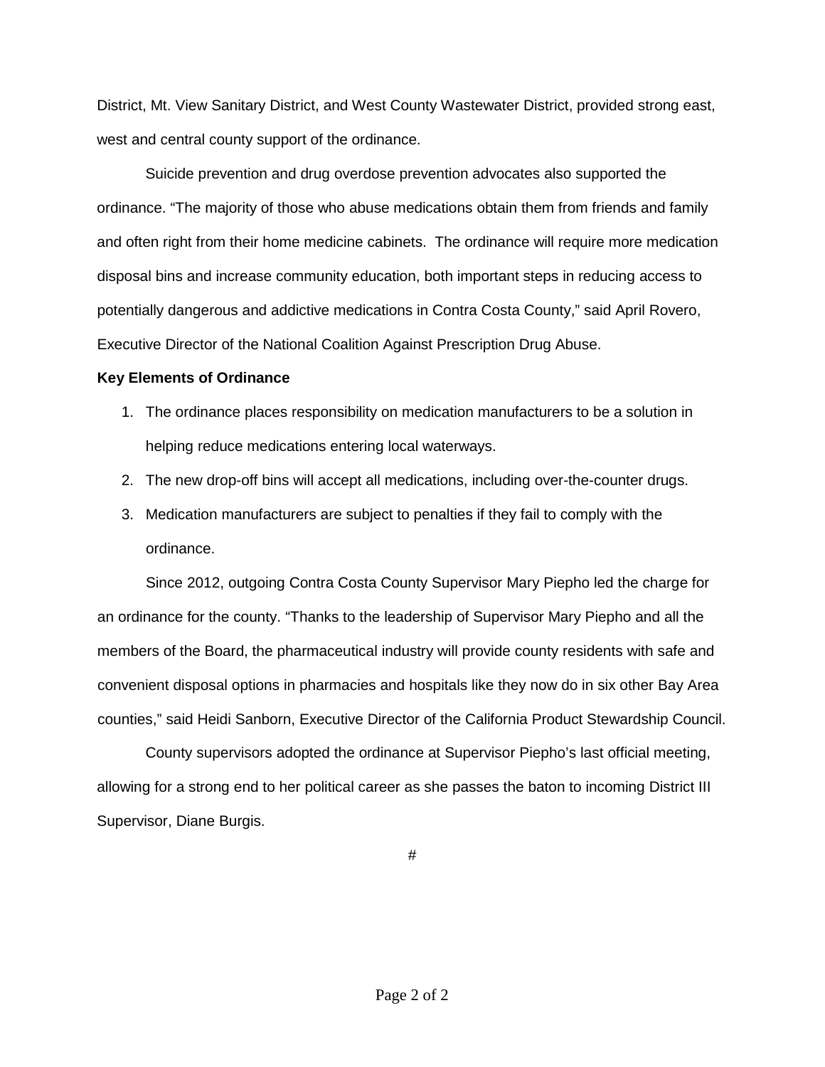District, Mt. View Sanitary District, and West County Wastewater District, provided strong east, west and central county support of the ordinance.

Suicide prevention and drug overdose prevention advocates also supported the ordinance. “The majority of those who abuse medications obtain them from friends and family and often right from their home medicine cabinets. The ordinance will require more medication disposal bins and increase community education, both important steps in reducing access to potentially dangerous and addictive medications in Contra Costa County,” said April Rovero, Executive Director of the National Coalition Against Prescription Drug Abuse.

**Key Elements of Ordinance**

1. The ordinance places responsibility on medication manufacturers to be a solution in helping reduce medications entering local waterways.
2. The new drop-off bins will accept all medications, including over-the-counter drugs.
3. Medication manufacturers are subject to penalties if they fail to comply with the ordinance.

Since 2012, outgoing Contra Costa County Supervisor Mary Piepho led the charge for an ordinance for the county. “Thanks to the leadership of Supervisor Mary Piepho and all the members of the Board, the pharmaceutical industry will provide county residents with safe and convenient disposal options in pharmacies and hospitals like they now do in six other Bay Area counties,” said Heidi Sanborn, Executive Director of the California Product Stewardship Council.

County supervisors adopted the ordinance at Supervisor Piepho’s last official meeting, allowing for a strong end to her political career as she passes the baton to incoming District III Supervisor, Diane Burgis.

#